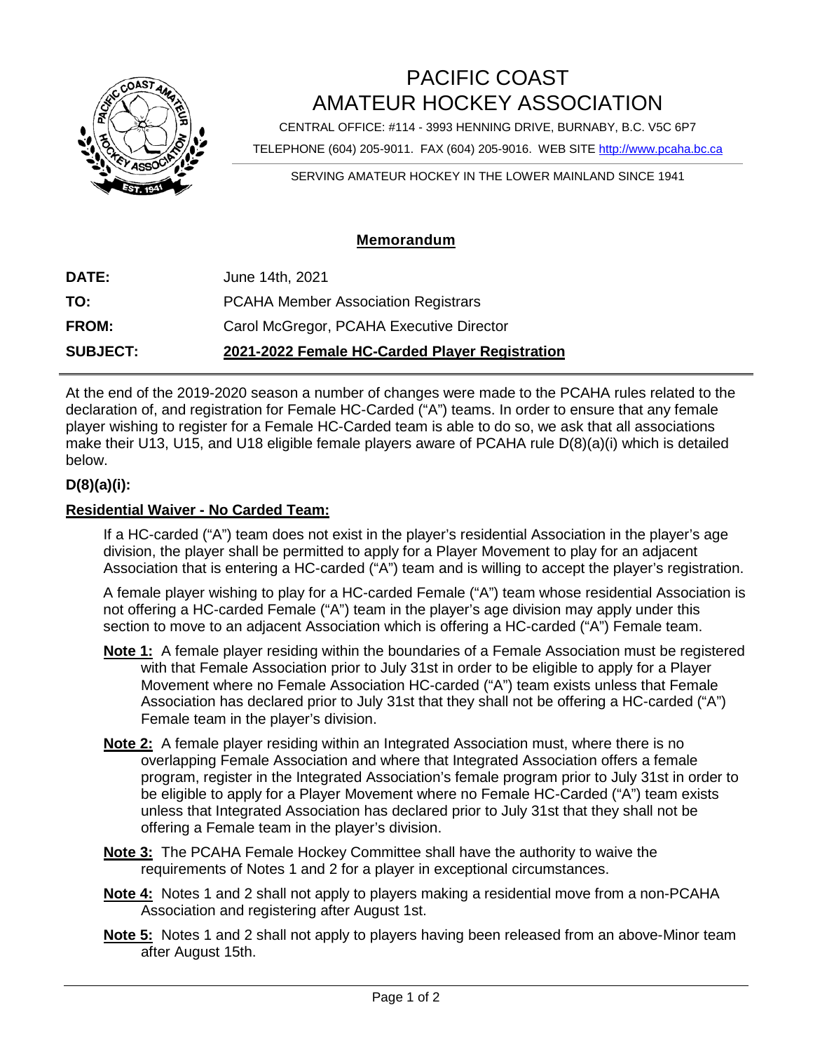# PACIFIC COAST AMATEUR HOCKEY ASSOCIATION

CENTRAL OFFICE: #114 - 3993 HENNING DRIVE, BURNABY, B.C. V5C 6P7

TELEPHONE (604) 205-9011. FAX (604) 205-9016. WEB SITE http://www.pcaha.bc.ca

SERVING AMATEUR HOCKEY IN THE LOWER MAINLAND SINCE 1941

## Memorandum

| | |
|---|---|
| **DATE:** | June 14th, 2021 |
| **TO:** | PCAHA Member Association Registrars |
| **FROM:** | Carol McGregor, PCAHA Executive Director |
| **SUBJECT:** | **2021-2022 Female HC-Carded Player Registration** |

At the end of the 2019-2020 season a number of changes were made to the PCAHA rules related to the declaration of, and registration for Female HC-Carded ("A") teams. In order to ensure that any female player wishing to register for a Female HC-Carded team is able to do so, we ask that all associations make their U13, U15, and U18 eligible female players aware of PCAHA rule D(8)(a)(i) which is detailed below.

**D(8)(a)(i):**

**Residential Waiver - No Carded Team:**

If a HC-carded ("A") team does not exist in the player's residential Association in the player's age division, the player shall be permitted to apply for a Player Movement to play for an adjacent Association that is entering a HC-carded ("A") team and is willing to accept the player's registration.

A female player wishing to play for a HC-carded Female ("A") team whose residential Association is not offering a HC-carded Female ("A") team in the player's age division may apply under this section to move to an adjacent Association which is offering a HC-carded ("A") Female team.

**Note 1:** A female player residing within the boundaries of a Female Association must be registered with that Female Association prior to July 31st in order to be eligible to apply for a Player Movement where no Female Association HC-carded ("A") team exists unless that Female Association has declared prior to July 31st that they shall not be offering a HC-carded ("A") Female team in the player's division.

**Note 2:** A female player residing within an Integrated Association must, where there is no overlapping Female Association and where that Integrated Association offers a female program, register in the Integrated Association's female program prior to July 31st in order to be eligible to apply for a Player Movement where no Female HC-Carded ("A") team exists unless that Integrated Association has declared prior to July 31st that they shall not be offering a Female team in the player's division.

**Note 3:** The PCAHA Female Hockey Committee shall have the authority to waive the requirements of Notes 1 and 2 for a player in exceptional circumstances.

**Note 4:** Notes 1 and 2 shall not apply to players making a residential move from a non-PCAHA Association and registering after August 1st.

**Note 5:** Notes 1 and 2 shall not apply to players having been released from an above-Minor team after August 15th.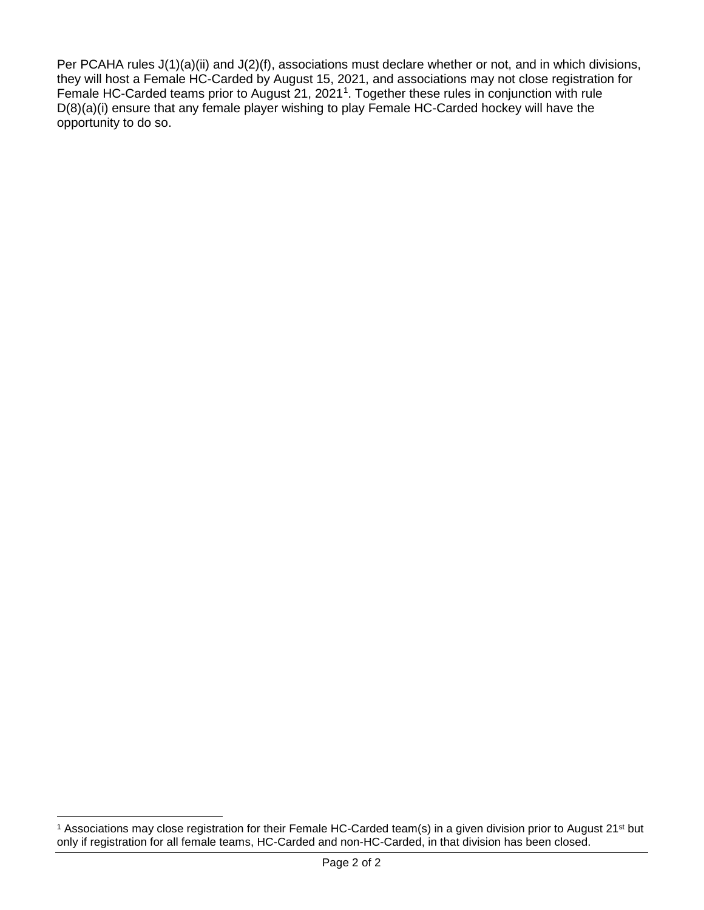Per PCAHA rules J(1)(a)(ii) and J(2)(f), associations must declare whether or not, and in which divisions, they will host a Female HC-Carded by August 15, 2021, and associations may not close registration for Female HC-Carded teams prior to August 21, 2021[1]. Together these rules in conjunction with rule D(8)(a)(i) ensure that any female player wishing to play Female HC-Carded hockey will have the opportunity to do so.

[1] Associations may close registration for their Female HC-Carded team(s) in a given division prior to August 21st but only if registration for all female teams, HC-Carded and non-HC-Carded, in that division has been closed.